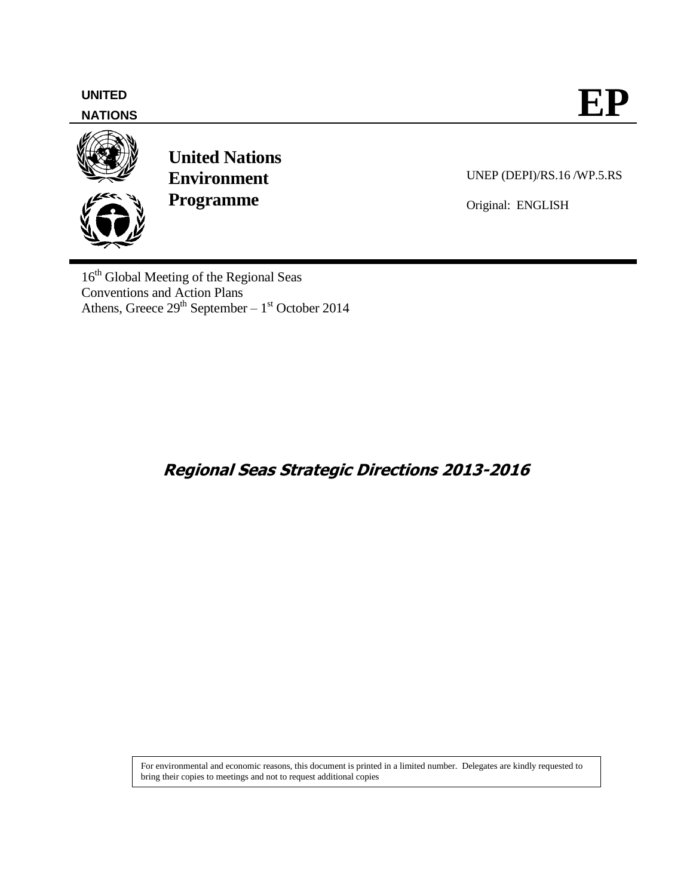UNITED NATIONS

**EP**

# United Nations Environment Programme

UNEP (DEPI)/RS.16 /WP.5.RS

Original: ENGLISH

16th Global Meeting of the Regional Seas Conventions and Action Plans
Athens, Greece 29th September – 1st October 2014

## *Regional Seas Strategic Directions 2013-2016*

For environmental and economic reasons, this document is printed in a limited number. Delegates are kindly requested to bring their copies to meetings and not to request additional copies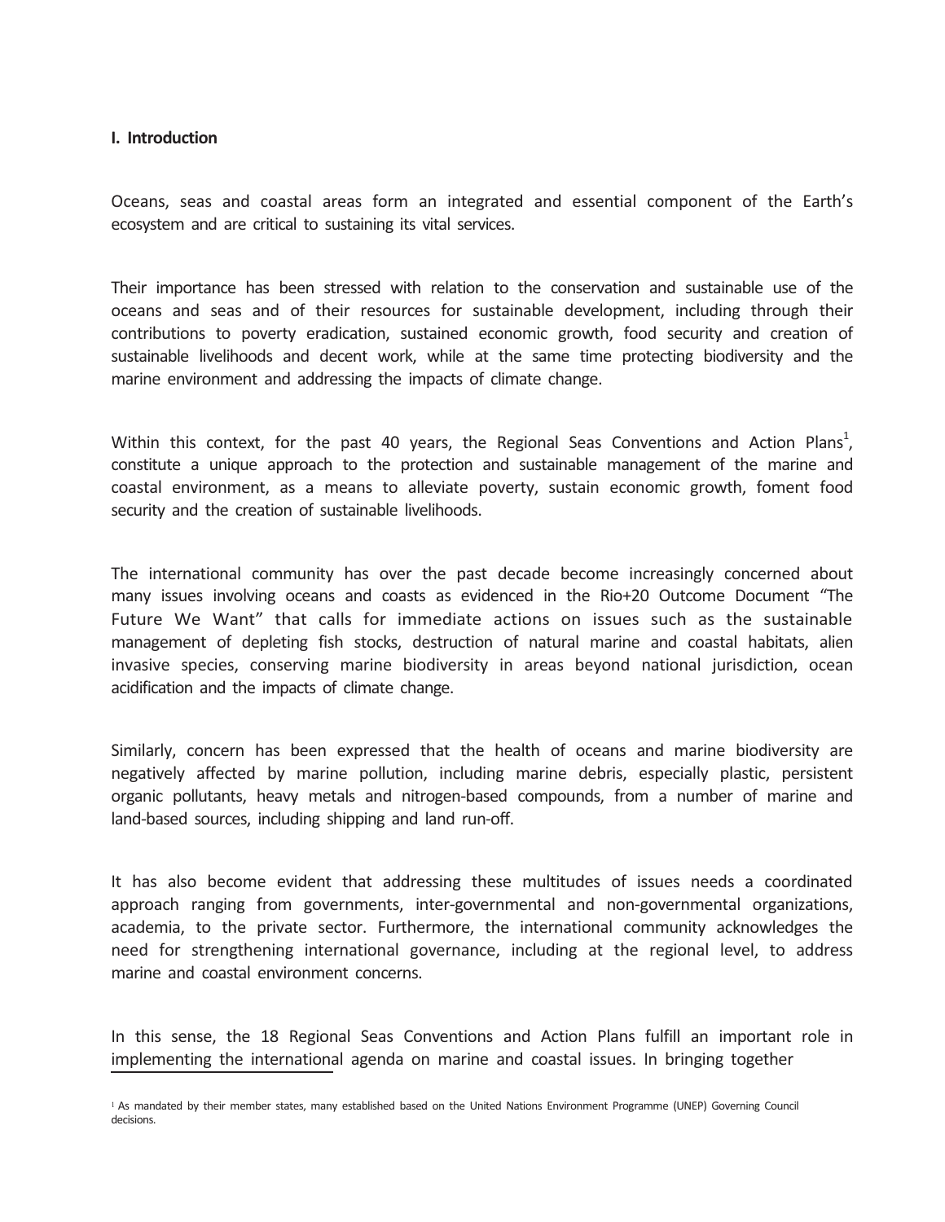## I. Introduction

Oceans, seas and coastal areas form an integrated and essential component of the Earth's ecosystem and are critical to sustaining its vital services.

Their importance has been stressed with relation to the conservation and sustainable use of the oceans and seas and of their resources for sustainable development, including through their contributions to poverty eradication, sustained economic growth, food security and creation of sustainable livelihoods and decent work, while at the same time protecting biodiversity and the marine environment and addressing the impacts of climate change.

Within this context, for the past 40 years, the Regional Seas Conventions and Action Plans[1], constitute a unique approach to the protection and sustainable management of the marine and coastal environment, as a means to alleviate poverty, sustain economic growth, foment food security and the creation of sustainable livelihoods.

The international community has over the past decade become increasingly concerned about many issues involving oceans and coasts as evidenced in the Rio+20 Outcome Document "The Future We Want" that calls for immediate actions on issues such as the sustainable management of depleting fish stocks, destruction of natural marine and coastal habitats, alien invasive species, conserving marine biodiversity in areas beyond national jurisdiction, ocean acidification and the impacts of climate change.

Similarly, concern has been expressed that the health of oceans and marine biodiversity are negatively affected by marine pollution, including marine debris, especially plastic, persistent organic pollutants, heavy metals and nitrogen-based compounds, from a number of marine and land-based sources, including shipping and land run-off.

It has also become evident that addressing these multitudes of issues needs a coordinated approach ranging from governments, inter-governmental and non-governmental organizations, academia, to the private sector. Furthermore, the international community acknowledges the need for strengthening international governance, including at the regional level, to address marine and coastal environment concerns.

In this sense, the 18 Regional Seas Conventions and Action Plans fulfill an important role in implementing the international agenda on marine and coastal issues. In bringing together

[1] As mandated by their member states, many established based on the United Nations Environment Programme (UNEP) Governing Council decisions.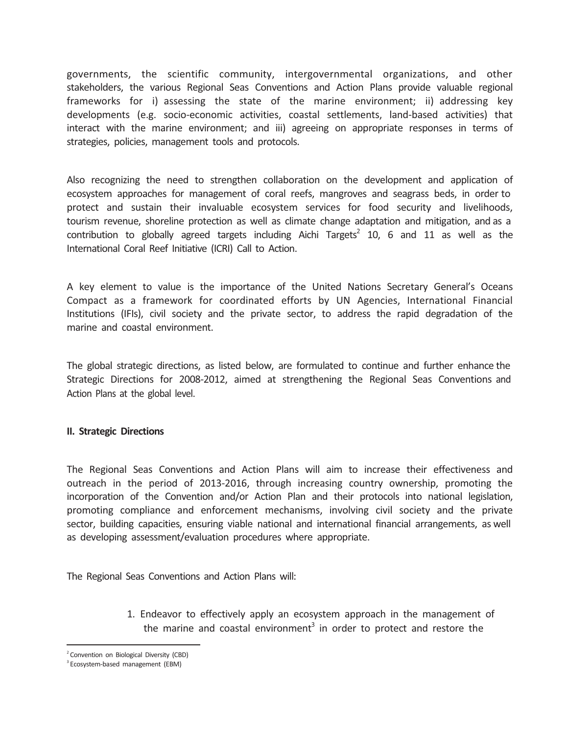governments, the scientific community, intergovernmental organizations, and other stakeholders, the various Regional Seas Conventions and Action Plans provide valuable regional frameworks for i) assessing the state of the marine environment; ii) addressing key developments (e.g. socio-economic activities, coastal settlements, land-based activities) that interact with the marine environment; and iii) agreeing on appropriate responses in terms of strategies, policies, management tools and protocols.

Also recognizing the need to strengthen collaboration on the development and application of ecosystem approaches for management of coral reefs, mangroves and seagrass beds, in order to protect and sustain their invaluable ecosystem services for food security and livelihoods, tourism revenue, shoreline protection as well as climate change adaptation and mitigation, and as a contribution to globally agreed targets including Aichi Targets[2] 10, 6 and 11 as well as the International Coral Reef Initiative (ICRI) Call to Action.

A key element to value is the importance of the United Nations Secretary General's Oceans Compact as a framework for coordinated efforts by UN Agencies, International Financial Institutions (IFIs), civil society and the private sector, to address the rapid degradation of the marine and coastal environment.

The global strategic directions, as listed below, are formulated to continue and further enhance the Strategic Directions for 2008-2012, aimed at strengthening the Regional Seas Conventions and Action Plans at the global level.

## II. Strategic Directions

The Regional Seas Conventions and Action Plans will aim to increase their effectiveness and outreach in the period of 2013-2016, through increasing country ownership, promoting the incorporation of the Convention and/or Action Plan and their protocols into national legislation, promoting compliance and enforcement mechanisms, involving civil society and the private sector, building capacities, ensuring viable national and international financial arrangements, as well as developing assessment/evaluation procedures where appropriate.

The Regional Seas Conventions and Action Plans will:

1. Endeavor to effectively apply an ecosystem approach in the management of the marine and coastal environment[3] in order to protect and restore the

---

[2] Convention on Biological Diversity (CBD)

[3] Ecosystem-based management (EBM)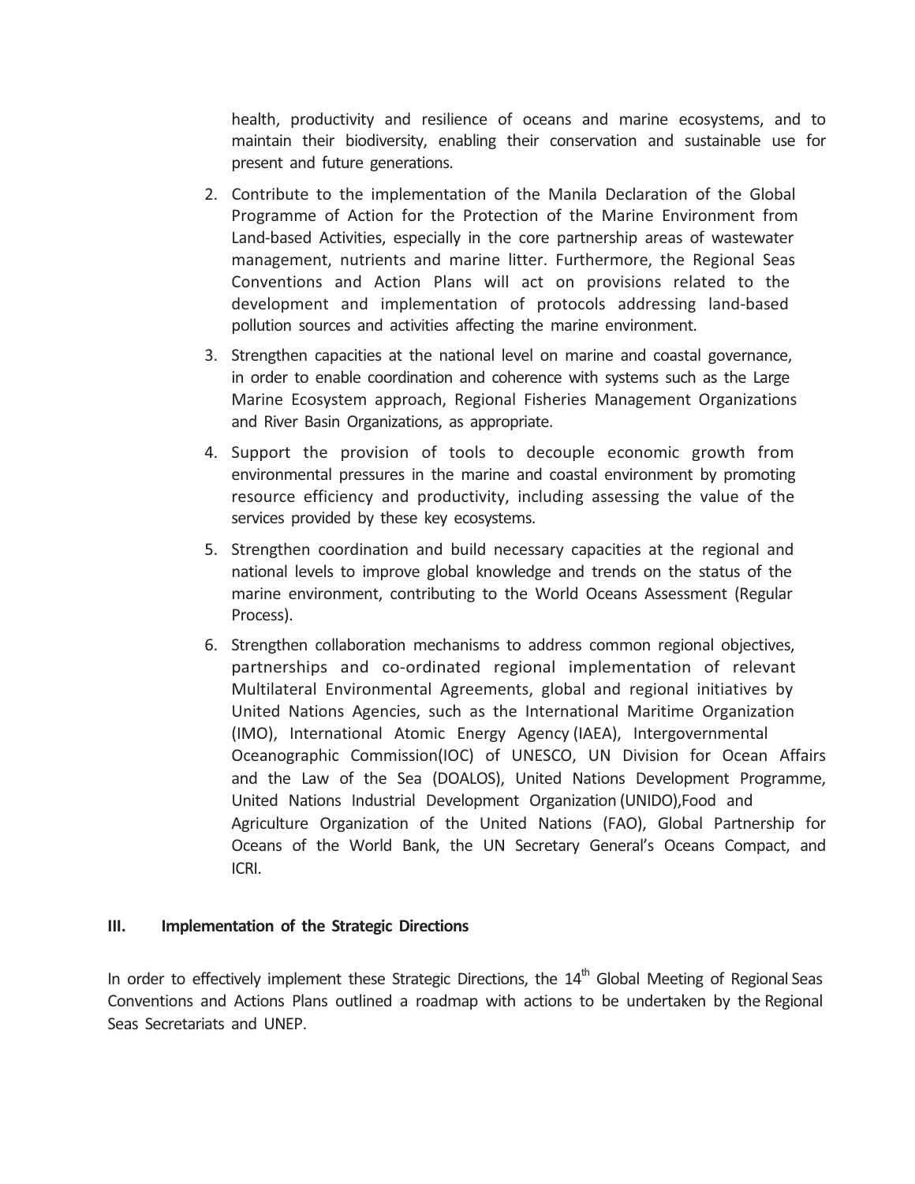health, productivity and resilience of oceans and marine ecosystems, and to maintain their biodiversity, enabling their conservation and sustainable use for present and future generations.

2. Contribute to the implementation of the Manila Declaration of the Global Programme of Action for the Protection of the Marine Environment from Land-based Activities, especially in the core partnership areas of wastewater management, nutrients and marine litter. Furthermore, the Regional Seas Conventions and Action Plans will act on provisions related to the development and implementation of protocols addressing land-based pollution sources and activities affecting the marine environment.
3. Strengthen capacities at the national level on marine and coastal governance, in order to enable coordination and coherence with systems such as the Large Marine Ecosystem approach, Regional Fisheries Management Organizations and River Basin Organizations, as appropriate.
4. Support the provision of tools to decouple economic growth from environmental pressures in the marine and coastal environment by promoting resource efficiency and productivity, including assessing the value of the services provided by these key ecosystems.
5. Strengthen coordination and build necessary capacities at the regional and national levels to improve global knowledge and trends on the status of the marine environment, contributing to the World Oceans Assessment (Regular Process).
6. Strengthen collaboration mechanisms to address common regional objectives, partnerships and co-ordinated regional implementation of relevant Multilateral Environmental Agreements, global and regional initiatives by United Nations Agencies, such as the International Maritime Organization (IMO), International Atomic Energy Agency (IAEA), Intergovernmental Oceanographic Commission(IOC) of UNESCO, UN Division for Ocean Affairs and the Law of the Sea (DOALOS), United Nations Development Programme, United Nations Industrial Development Organization (UNIDO),Food and Agriculture Organization of the United Nations (FAO), Global Partnership for Oceans of the World Bank, the UN Secretary General's Oceans Compact, and ICRI.

## III. Implementation of the Strategic Directions

In order to effectively implement these Strategic Directions, the 14th Global Meeting of Regional Seas Conventions and Actions Plans outlined a roadmap with actions to be undertaken by the Regional Seas Secretariats and UNEP.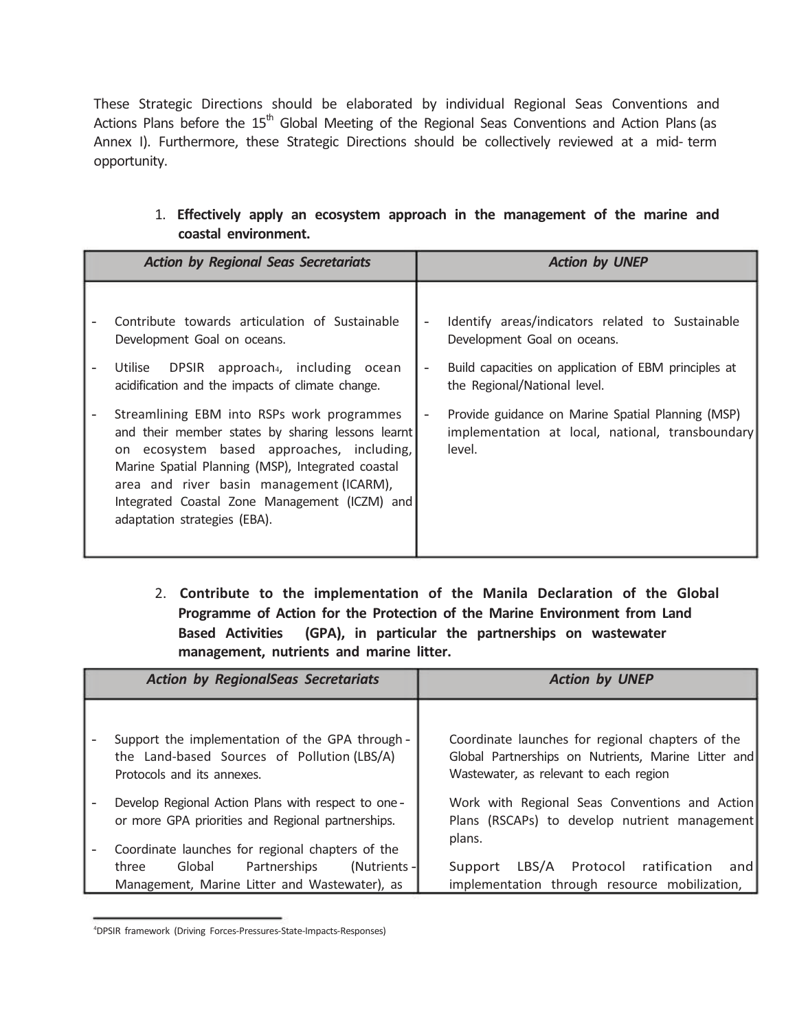These Strategic Directions should be elaborated by individual Regional Seas Conventions and Actions Plans before the 15th Global Meeting of the Regional Seas Conventions and Action Plans (as Annex I). Furthermore, these Strategic Directions should be collectively reviewed at a mid- term opportunity.

1. **Effectively apply an ecosystem approach in the management of the marine and coastal environment.**

| *Action by Regional Seas Secretariats* | *Action by UNEP* |
|---|---|
| - Contribute towards articulation of Sustainable Development Goal on oceans.<br>- Utilise DPSIR approach[4], including ocean acidification and the impacts of climate change.<br>- Streamlining EBM into RSPs work programmes and their member states by sharing lessons learnt on ecosystem based approaches, including, Marine Spatial Planning (MSP), Integrated coastal area and river basin management (ICARM), Integrated Coastal Zone Management (ICZM) and adaptation strategies (EBA). | - Identify areas/indicators related to Sustainable Development Goal on oceans.<br>- Build capacities on application of EBM principles at the Regional/National level.<br>- Provide guidance on Marine Spatial Planning (MSP) implementation at local, national, transboundary level. |

2. **Contribute to the implementation of the Manila Declaration of the Global Programme of Action for the Protection of the Marine Environment from Land Based Activities (GPA), in particular the partnerships on wastewater management, nutrients and marine litter.**

| *Action by RegionalSeas Secretariats* | *Action by UNEP* |
|---|---|
| - Support the implementation of the GPA through the Land-based Sources of Pollution (LBS/A) Protocols and its annexes.<br>- Develop Regional Action Plans with respect to one or more GPA priorities and Regional partnerships.<br>- Coordinate launches for regional chapters of the three Global Partnerships (Nutrients Management, Marine Litter and Wastewater), as | - Coordinate launches for regional chapters of the Global Partnerships on Nutrients, Marine Litter and Wastewater, as relevant to each region<br>- Work with Regional Seas Conventions and Action Plans (RSCAPs) to develop nutrient management plans.<br>- Support LBS/A Protocol ratification and implementation through resource mobilization, |

[4] DPSIR framework (Driving Forces-Pressures-State-Impacts-Responses)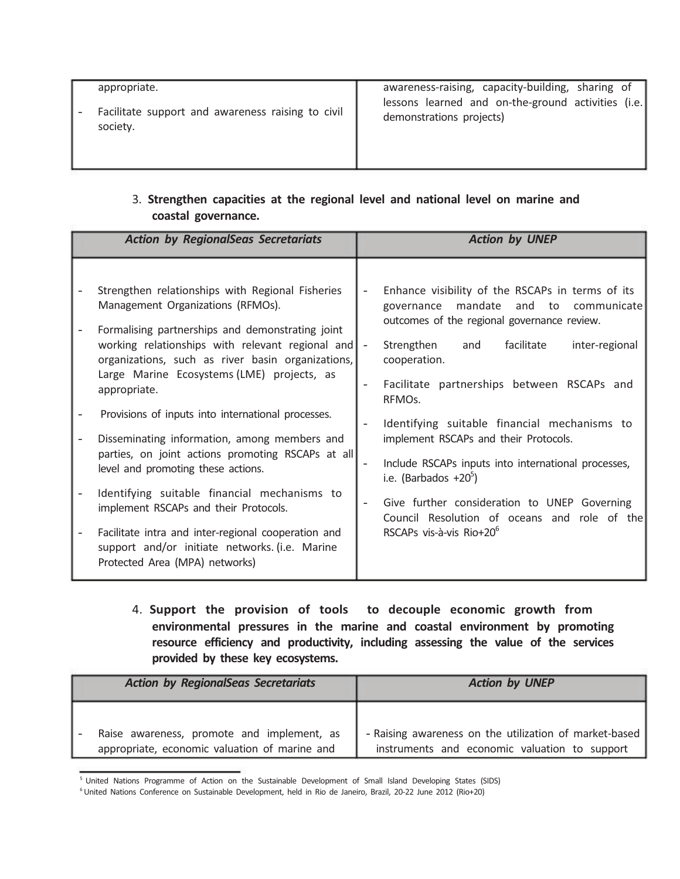| | |
|---|---|
| appropriate.<br>- Facilitate support and awareness raising to civil society. | awareness-raising, capacity-building, sharing of lessons learned and on-the-ground activities (i.e. demonstrations projects) |

3. **Strengthen capacities at the regional level and national level on marine and coastal governance.**

| *Action by RegionalSeas Secretariats* | *Action by UNEP* |
|---|---|
| - Strengthen relationships with Regional Fisheries Management Organizations (RFMOs).<br>- Formalising partnerships and demonstrating joint working relationships with relevant regional and organizations, such as river basin organizations, Large Marine Ecosystems (LME) projects, as appropriate.<br>- Provisions of inputs into international processes.<br>- Disseminating information, among members and parties, on joint actions promoting RSCAPs at all level and promoting these actions.<br>- Identifying suitable financial mechanisms to implement RSCAPs and their Protocols.<br>- Facilitate intra and inter-regional cooperation and support and/or initiate networks. (i.e. Marine Protected Area (MPA) networks) | - Enhance visibility of the RSCAPs in terms of its governance mandate and to communicate outcomes of the regional governance review.<br>- Strengthen and facilitate inter-regional cooperation.<br>- Facilitate partnerships between RSCAPs and RFMOs.<br>- Identifying suitable financial mechanisms to implement RSCAPs and their Protocols.<br>- Include RSCAPs inputs into international processes, i.e. (Barbados +20[5])<br>- Give further consideration to UNEP Governing Council Resolution of oceans and role of the RSCAPs vis-à-vis Rio+20[6] |

4. **Support the provision of tools to decouple economic growth from environmental pressures in the marine and coastal environment by promoting resource efficiency and productivity, including assessing the value of the services provided by these key ecosystems.**

| *Action by RegionalSeas Secretariats* | *Action by UNEP* |
|---|---|
| - Raise awareness, promote and implement, as appropriate, economic valuation of marine and | - Raising awareness on the utilization of market-based instruments and economic valuation to support |

[5] United Nations Programme of Action on the Sustainable Development of Small Island Developing States (SIDS)

[6] United Nations Conference on Sustainable Development, held in Rio de Janeiro, Brazil, 20-22 June 2012 (Rio+20)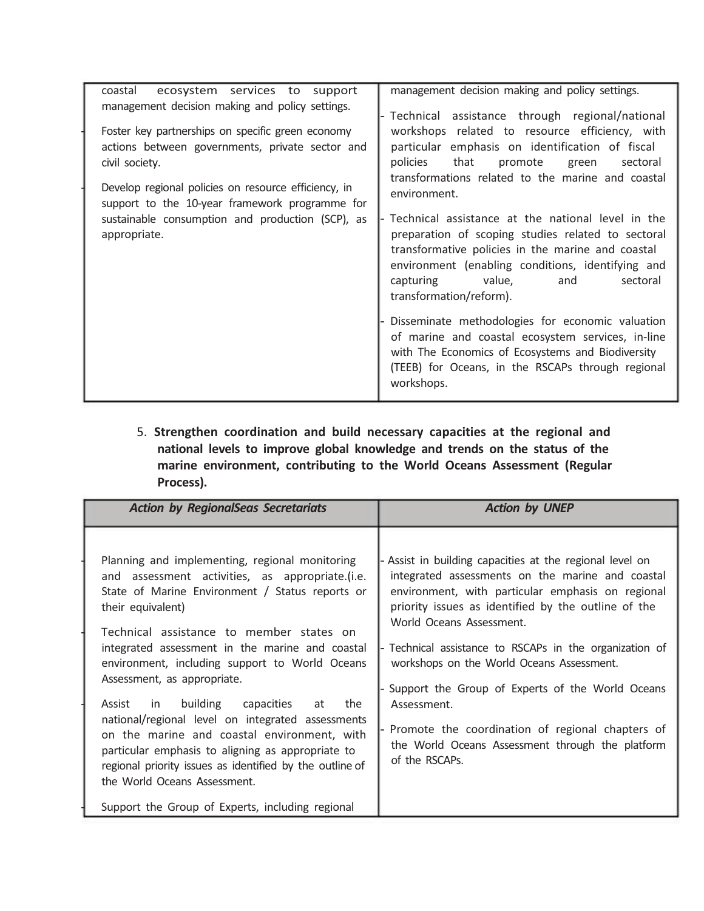| | |
|---|---|
| coastal ecosystem services to support management decision making and policy settings.<br><br>- Foster key partnerships on specific green economy actions between governments, private sector and civil society.<br><br>- Develop regional policies on resource efficiency, in support to the 10-year framework programme for sustainable consumption and production (SCP), as appropriate. | management decision making and policy settings.<br><br>- Technical assistance through regional/national workshops related to resource efficiency, with particular emphasis on identification of fiscal policies that promote green sectoral transformations related to the marine and coastal environment.<br><br>- Technical assistance at the national level in the preparation of scoping studies related to sectoral transformative policies in the marine and coastal environment (enabling conditions, identifying and capturing value, and sectoral transformation/reform).<br><br>- Disseminate methodologies for economic valuation of marine and coastal ecosystem services, in-line with The Economics of Ecosystems and Biodiversity (TEEB) for Oceans, in the RSCAPs through regional workshops. |

5. **Strengthen coordination and build necessary capacities at the regional and national levels to improve global knowledge and trends on the status of the marine environment, contributing to the World Oceans Assessment (Regular Process).**

| ***Action by RegionalSeas Secretariats*** | ***Action by UNEP*** |
|---|---|
| - Planning and implementing, regional monitoring and assessment activities, as appropriate.(i.e. State of Marine Environment / Status reports or their equivalent)<br><br>- Technical assistance to member states on integrated assessment in the marine and coastal environment, including support to World Oceans Assessment, as appropriate.<br><br>- Assist in building capacities at the national/regional level on integrated assessments on the marine and coastal environment, with particular emphasis to aligning as appropriate to regional priority issues as identified by the outline of the World Oceans Assessment.<br><br>- Support the Group of Experts, including regional | - Assist in building capacities at the regional level on integrated assessments on the marine and coastal environment, with particular emphasis on regional priority issues as identified by the outline of the World Oceans Assessment.<br><br>- Technical assistance to RSCAPs in the organization of workshops on the World Oceans Assessment.<br><br>- Support the Group of Experts of the World Oceans Assessment.<br><br>- Promote the coordination of regional chapters of the World Oceans Assessment through the platform of the RSCAPs. |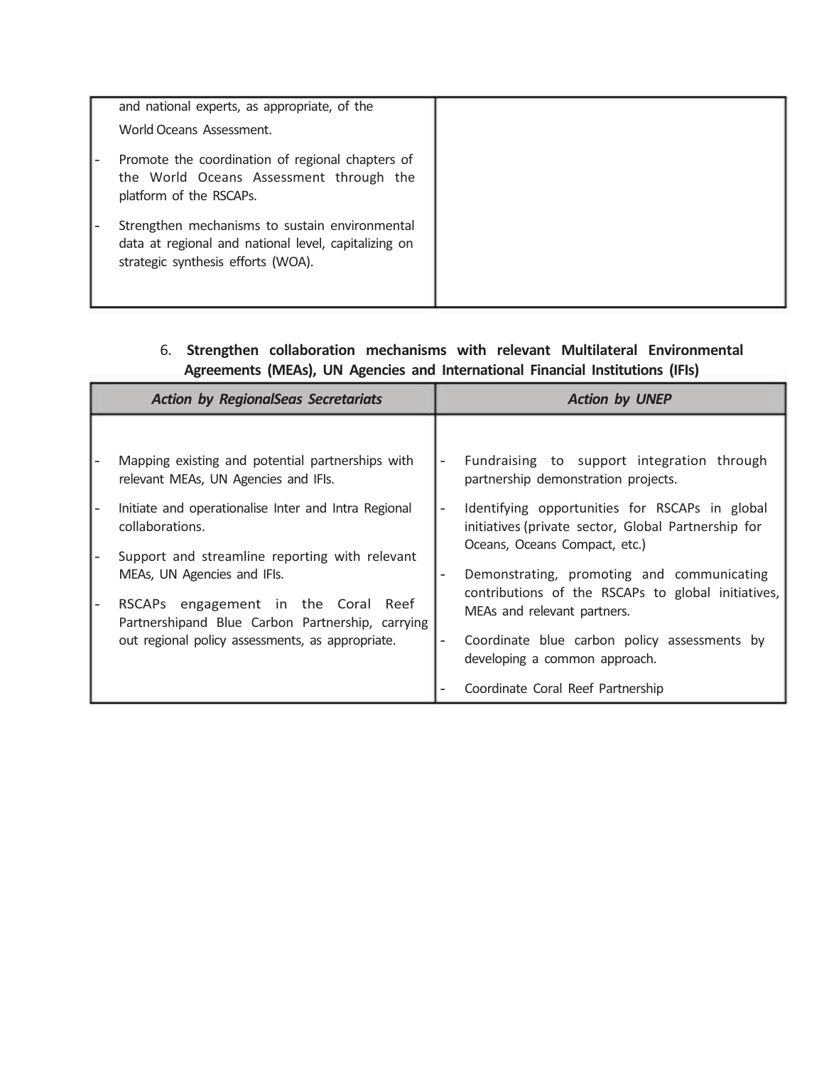| | |
|---|---|
| and national experts, as appropriate, of the World Oceans Assessment.<br>- Promote the coordination of regional chapters of the World Oceans Assessment through the platform of the RSCAPs.<br>- Strengthen mechanisms to sustain environmental data at regional and national level, capitalizing on strategic synthesis efforts (WOA). | |

6. **Strengthen collaboration mechanisms with relevant Multilateral Environmental Agreements (MEAs), UN Agencies and International Financial Institutions (IFIs)**

| *Action by RegionalSeas Secretariats* | *Action by UNEP* |
|---|---|
| - Mapping existing and potential partnerships with relevant MEAs, UN Agencies and IFIs.<br>- Initiate and operationalise Inter and Intra Regional collaborations.<br>- Support and streamline reporting with relevant MEAs, UN Agencies and IFIs.<br>- RSCAPs engagement in the Coral Reef Partnershipand Blue Carbon Partnership, carrying out regional policy assessments, as appropriate. | - Fundraising to support integration through partnership demonstration projects.<br>- Identifying opportunities for RSCAPs in global initiatives (private sector, Global Partnership for Oceans, Oceans Compact, etc.)<br>- Demonstrating, promoting and communicating contributions of the RSCAPs to global initiatives, MEAs and relevant partners.<br>- Coordinate blue carbon policy assessments by developing a common approach.<br>- Coordinate Coral Reef Partnership |